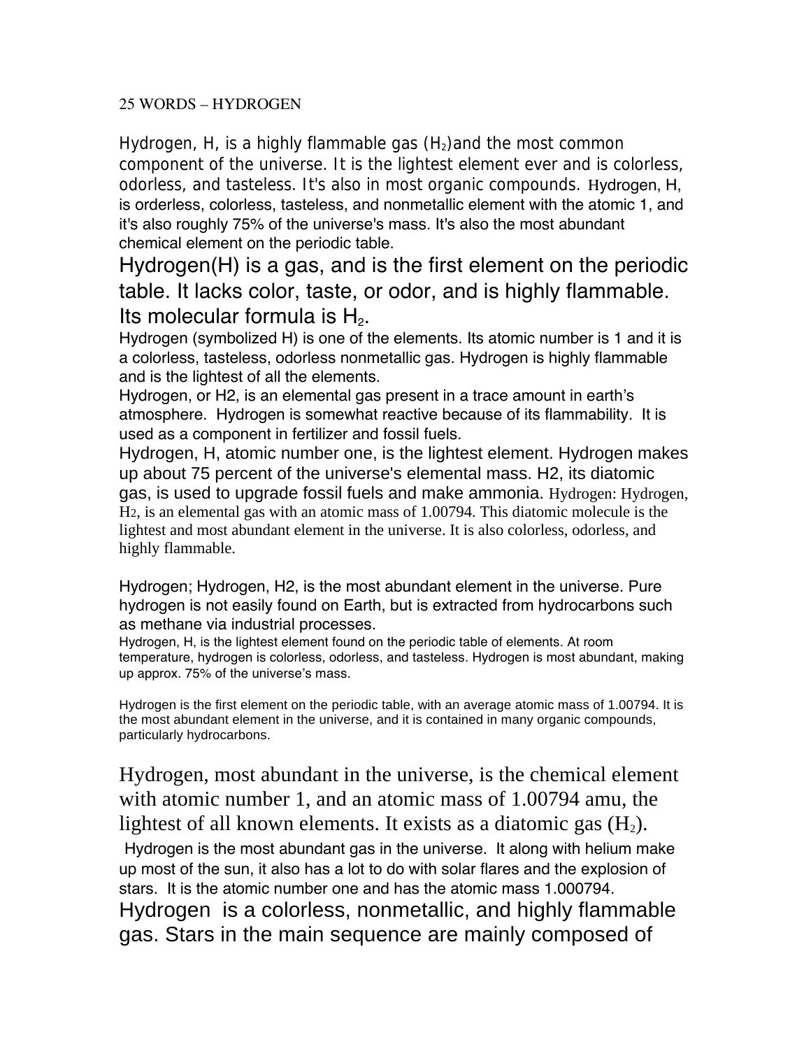25 WORDS – HYDROGEN

Hydrogen, H, is a highly flammable gas ($H_2$)and the most common component of the universe. It is the lightest element ever and is colorless, odorless, and tasteless. It's also in most organic compounds. Hydrogen, H, is orderless, colorless, tasteless, and nonmetallic element with the atomic 1, and it's also roughly 75% of the universe's mass. It's also the most abundant chemical element on the periodic table.

Hydrogen(H) is a gas, and is the first element on the periodic table. It lacks color, taste, or odor, and is highly flammable. Its molecular formula is $H_2$.

Hydrogen (symbolized H) is one of the elements. Its atomic number is 1 and it is a colorless, tasteless, odorless nonmetallic gas. Hydrogen is highly flammable and is the lightest of all the elements.

Hydrogen, or H2, is an elemental gas present in a trace amount in earth's atmosphere. Hydrogen is somewhat reactive because of its flammability. It is used as a component in fertilizer and fossil fuels.

Hydrogen, H, atomic number one, is the lightest element. Hydrogen makes up about 75 percent of the universe's elemental mass. H2, its diatomic gas, is used to upgrade fossil fuels and make ammonia. Hydrogen: Hydrogen, H2, is an elemental gas with an atomic mass of 1.00794. This diatomic molecule is the lightest and most abundant element in the universe. It is also colorless, odorless, and highly flammable.

Hydrogen; Hydrogen, H2, is the most abundant element in the universe. Pure hydrogen is not easily found on Earth, but is extracted from hydrocarbons such as methane via industrial processes.

Hydrogen, H, is the lightest element found on the periodic table of elements. At room temperature, hydrogen is colorless, odorless, and tasteless. Hydrogen is most abundant, making up approx. 75% of the universe's mass.

Hydrogen is the first element on the periodic table, with an average atomic mass of 1.00794. It is the most abundant element in the universe, and it is contained in many organic compounds, particularly hydrocarbons.

Hydrogen, most abundant in the universe, is the chemical element with atomic number 1, and an atomic mass of 1.00794 amu, the lightest of all known elements. It exists as a diatomic gas ($H_2$).

Hydrogen is the most abundant gas in the universe. It along with helium make up most of the sun, it also has a lot to do with solar flares and the explosion of stars. It is the atomic number one and has the atomic mass 1.000794.

Hydrogen is a colorless, nonmetallic, and highly flammable gas. Stars in the main sequence are mainly composed of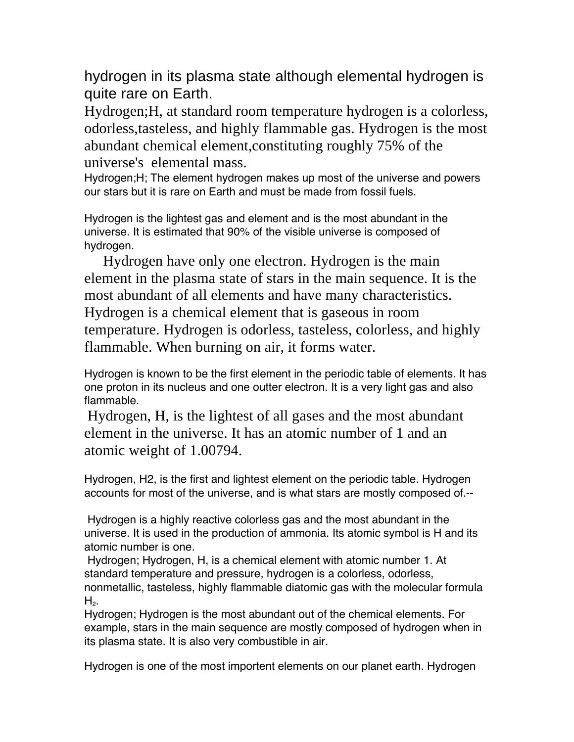hydrogen in its plasma state although elemental hydrogen is quite rare on Earth.

Hydrogen;H, at standard room temperature hydrogen is a colorless, odorless,tasteless, and highly flammable gas. Hydrogen is the most abundant chemical element,constituting roughly 75% of the universe's elemental mass.

Hydrogen;H; The element hydrogen makes up most of the universe and powers our stars but it is rare on Earth and must be made from fossil fuels.

Hydrogen is the lightest gas and element and is the most abundant in the universe. It is estimated that 90% of the visible universe is composed of hydrogen.

Hydrogen have only one electron. Hydrogen is the main element in the plasma state of stars in the main sequence. It is the most abundant of all elements and have many characteristics. Hydrogen is a chemical element that is gaseous in room temperature. Hydrogen is odorless, tasteless, colorless, and highly flammable. When burning on air, it forms water.

Hydrogen is known to be the first element in the periodic table of elements. It has one proton in its nucleus and one outter electron. It is a very light gas and also flammable.

Hydrogen, H, is the lightest of all gases and the most abundant element in the universe. It has an atomic number of 1 and an atomic weight of 1.00794.

Hydrogen, H2, is the first and lightest element on the periodic table. Hydrogen accounts for most of the universe, and is what stars are mostly composed of.--

Hydrogen is a highly reactive colorless gas and the most abundant in the universe. It is used in the production of ammonia. Its atomic symbol is H and its atomic number is one.

Hydrogen; Hydrogen, H, is a chemical element with atomic number 1. At standard temperature and pressure, hydrogen is a colorless, odorless, nonmetallic, tasteless, highly flammable diatomic gas with the molecular formula $H_2$.

Hydrogen; Hydrogen is the most abundant out of the chemical elements. For example, stars in the main sequence are mostly composed of hydrogen when in its plasma state. It is also very combustible in air.

Hydrogen is one of the most importent elements on our planet earth. Hydrogen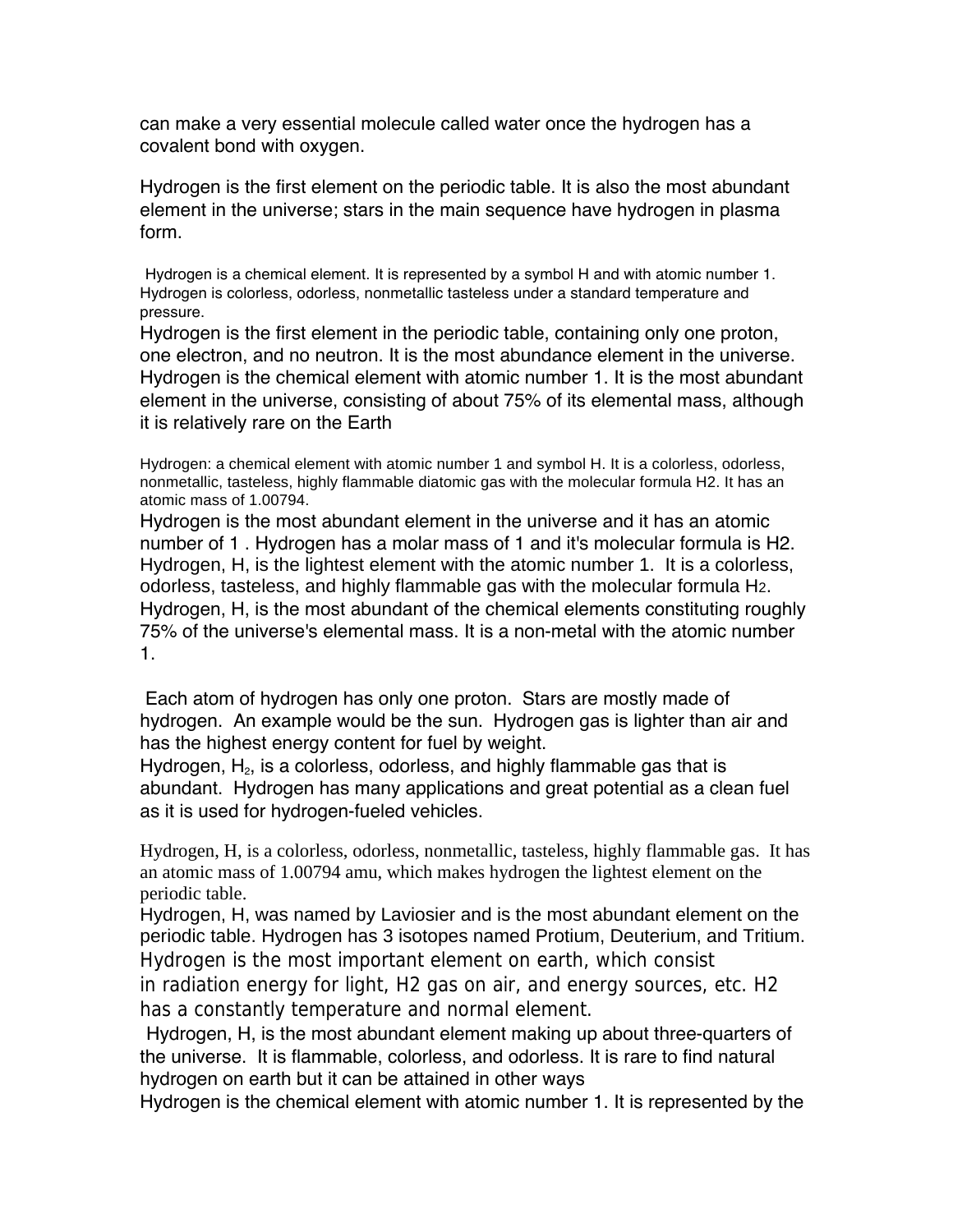can make a very essential molecule called water once the hydrogen has a covalent bond with oxygen.

Hydrogen is the first element on the periodic table. It is also the most abundant element in the universe; stars in the main sequence have hydrogen in plasma form.

Hydrogen is a chemical element. It is represented by a symbol H and with atomic number 1. Hydrogen is colorless, odorless, nonmetallic tasteless under a standard temperature and pressure.

Hydrogen is the first element in the periodic table, containing only one proton, one electron, and no neutron. It is the most abundance element in the universe.

Hydrogen is the chemical element with atomic number 1. It is the most abundant element in the universe, consisting of about 75% of its elemental mass, although it is relatively rare on the Earth

Hydrogen: a chemical element with atomic number 1 and symbol H. It is a colorless, odorless, nonmetallic, tasteless, highly flammable diatomic gas with the molecular formula H2. It has an atomic mass of 1.00794.

Hydrogen is the most abundant element in the universe and it has an atomic number of 1 . Hydrogen has a molar mass of 1 and it's molecular formula is H2.

Hydrogen, H, is the lightest element with the atomic number 1. It is a colorless, odorless, tasteless, and highly flammable gas with the molecular formula $H_2$.

Hydrogen, H, is the most abundant of the chemical elements constituting roughly 75% of the universe's elemental mass. It is a non-metal with the atomic number 1.

Each atom of hydrogen has only one proton. Stars are mostly made of hydrogen. An example would be the sun. Hydrogen gas is lighter than air and has the highest energy content for fuel by weight.

Hydrogen, $H_2$, is a colorless, odorless, and highly flammable gas that is abundant. Hydrogen has many applications and great potential as a clean fuel as it is used for hydrogen-fueled vehicles.

Hydrogen, H, is a colorless, odorless, nonmetallic, tasteless, highly flammable gas. It has an atomic mass of 1.00794 amu, which makes hydrogen the lightest element on the periodic table.

Hydrogen, H, was named by Laviosier and is the most abundant element on the periodic table. Hydrogen has 3 isotopes named Protium, Deuterium, and Tritium.

Hydrogen is the most important element on earth, which consist in radiation energy for light, H2 gas on air, and energy sources, etc. H2 has a constantly temperature and normal element.

Hydrogen, H, is the most abundant element making up about three-quarters of the universe. It is flammable, colorless, and odorless. It is rare to find natural hydrogen on earth but it can be attained in other ways

Hydrogen is the chemical element with atomic number 1. It is represented by the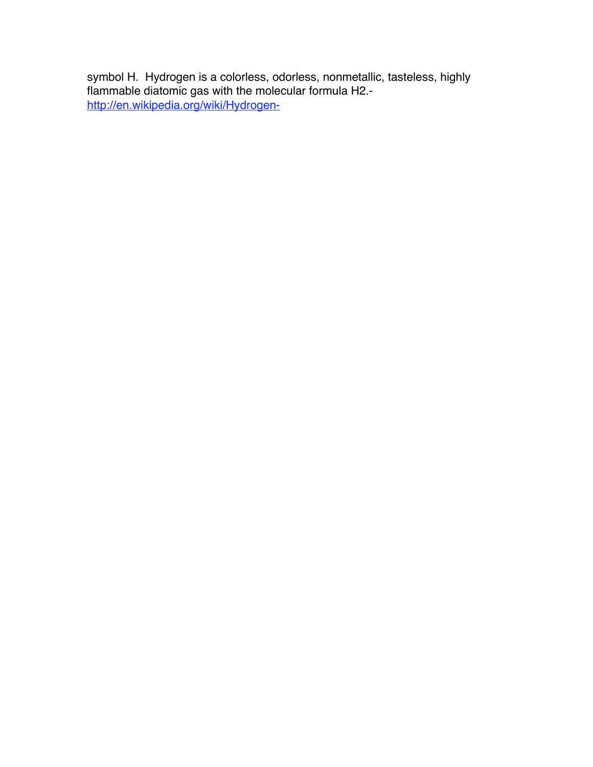symbol H. Hydrogen is a colorless, odorless, nonmetallic, tasteless, highly flammable diatomic gas with the molecular formula $H_2$.-
http://en.wikipedia.org/wiki/Hydrogen-